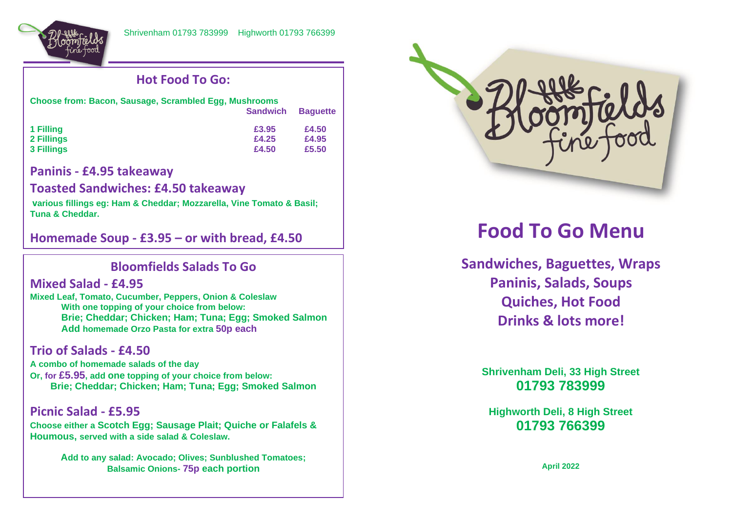Shrivenham 01793 783999 Highworth 01793 766399

## Hot Food To Go:

**Choose from: Bacon, Sausage, Scrambled Egg, Mushrooms**

| | Sandwich | Baguette |
|---|---|---|
| 1 Filling | £3.95 | £4.50 |
| 2 Fillings | £4.25 | £4.95 |
| 3 Fillings | £4.50 | £5.50 |

### Paninis - £4.95 takeaway

### Toasted Sandwiches: £4.50 takeaway

**various fillings eg: Ham & Cheddar; Mozzarella, Vine Tomato & Basil; Tuna & Cheddar.**

### Homemade Soup - £3.95 – or with bread, £4.50

## Bloomfields Salads To Go

### Mixed Salad - £4.95

**Mixed Leaf, Tomato, Cucumber, Peppers, Onion & Coleslaw**
**With one topping of your choice from below:**
**Brie; Cheddar; Chicken; Ham; Tuna; Egg; Smoked Salmon**
**Add homemade Orzo Pasta for extra 50p each**

### Trio of Salads - £4.50

**A combo of homemade salads of the day**
**Or, for £5.95, add one topping of your choice from below:**
**Brie; Cheddar; Chicken; Ham; Tuna; Egg; Smoked Salmon**

### Picnic Salad - £5.95

**Choose either a Scotch Egg; Sausage Plait; Quiche or Falafels & Houmous, served with a side salad & Coleslaw.**

**Add to any salad: Avocado; Olives; Sunblushed Tomatoes; Balsamic Onions- 75p each portion**

Bloomfields fine food

# Food To Go Menu

**Sandwiches, Baguettes, Wraps**
**Paninis, Salads, Soups**
**Quiches, Hot Food**
**Drinks & lots more!**

**Shrivenham Deli, 33 High Street**
**01793 783999**

**Highworth Deli, 8 High Street**
**01793 766399**

**April 2022**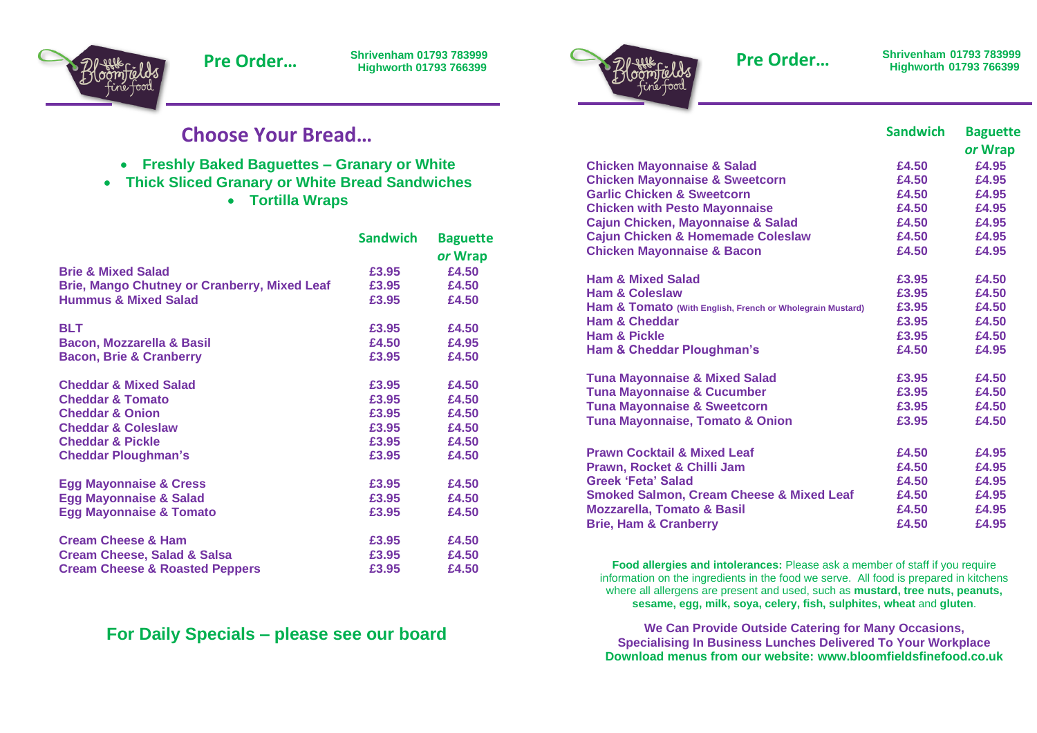**Pre Order…**

Shrivenham 01793 783999
Highworth 01793 766399

## Choose Your Bread…

- Freshly Baked Baguettes – Granary or White
- Thick Sliced Granary or White Bread Sandwiches
- Tortilla Wraps

| | Sandwich | Baguette *or* Wrap |
|---|---|---|
| Brie & Mixed Salad | £3.95 | £4.50 |
| Brie, Mango Chutney or Cranberry, Mixed Leaf | £3.95 | £4.50 |
| Hummus & Mixed Salad | £3.95 | £4.50 |
| BLT | £3.95 | £4.50 |
| Bacon, Mozzarella & Basil | £4.50 | £4.95 |
| Bacon, Brie & Cranberry | £3.95 | £4.50 |
| Cheddar & Mixed Salad | £3.95 | £4.50 |
| Cheddar & Tomato | £3.95 | £4.50 |
| Cheddar & Onion | £3.95 | £4.50 |
| Cheddar & Coleslaw | £3.95 | £4.50 |
| Cheddar & Pickle | £3.95 | £4.50 |
| Cheddar Ploughman's | £3.95 | £4.50 |
| Egg Mayonnaise & Cress | £3.95 | £4.50 |
| Egg Mayonnaise & Salad | £3.95 | £4.50 |
| Egg Mayonnaise & Tomato | £3.95 | £4.50 |
| Cream Cheese & Ham | £3.95 | £4.50 |
| Cream Cheese, Salad & Salsa | £3.95 | £4.50 |
| Cream Cheese & Roasted Peppers | £3.95 | £4.50 |

**For Daily Specials – please see our board**

**Pre Order…**

Shrivenham 01793 783999
Highworth 01793 766399

| | Sandwich | Baguette *or* Wrap |
|---|---|---|
| Chicken Mayonnaise & Salad | £4.50 | £4.95 |
| Chicken Mayonnaise & Sweetcorn | £4.50 | £4.95 |
| Garlic Chicken & Sweetcorn | £4.50 | £4.95 |
| Chicken with Pesto Mayonnaise | £4.50 | £4.95 |
| Cajun Chicken, Mayonnaise & Salad | £4.50 | £4.95 |
| Cajun Chicken & Homemade Coleslaw | £4.50 | £4.95 |
| Chicken Mayonnaise & Bacon | £4.50 | £4.95 |
| Ham & Mixed Salad | £3.95 | £4.50 |
| Ham & Coleslaw | £3.95 | £4.50 |
| Ham & Tomato (With English, French or Wholegrain Mustard) | £3.95 | £4.50 |
| Ham & Cheddar | £3.95 | £4.50 |
| Ham & Pickle | £3.95 | £4.50 |
| Ham & Cheddar Ploughman's | £4.50 | £4.95 |
| Tuna Mayonnaise & Mixed Salad | £3.95 | £4.50 |
| Tuna Mayonnaise & Cucumber | £3.95 | £4.50 |
| Tuna Mayonnaise & Sweetcorn | £3.95 | £4.50 |
| Tuna Mayonnaise, Tomato & Onion | £3.95 | £4.50 |
| Prawn Cocktail & Mixed Leaf | £4.50 | £4.95 |
| Prawn, Rocket & Chilli Jam | £4.50 | £4.95 |
| Greek 'Feta' Salad | £4.50 | £4.95 |
| Smoked Salmon, Cream Cheese & Mixed Leaf | £4.50 | £4.95 |
| Mozzarella, Tomato & Basil | £4.50 | £4.95 |
| Brie, Ham & Cranberry | £4.50 | £4.95 |

**Food allergies and intolerances:** Please ask a member of staff if you require information on the ingredients in the food we serve. All food is prepared in kitchens where all allergens are present and used, such as **mustard, tree nuts, peanuts, sesame, egg, milk, soya, celery, fish, sulphites, wheat** and **gluten**.

**We Can Provide Outside Catering for Many Occasions,**
**Specialising In Business Lunches Delivered To Your Workplace**
**Download menus from our website: www.bloomfieldsfinefood.co.uk**